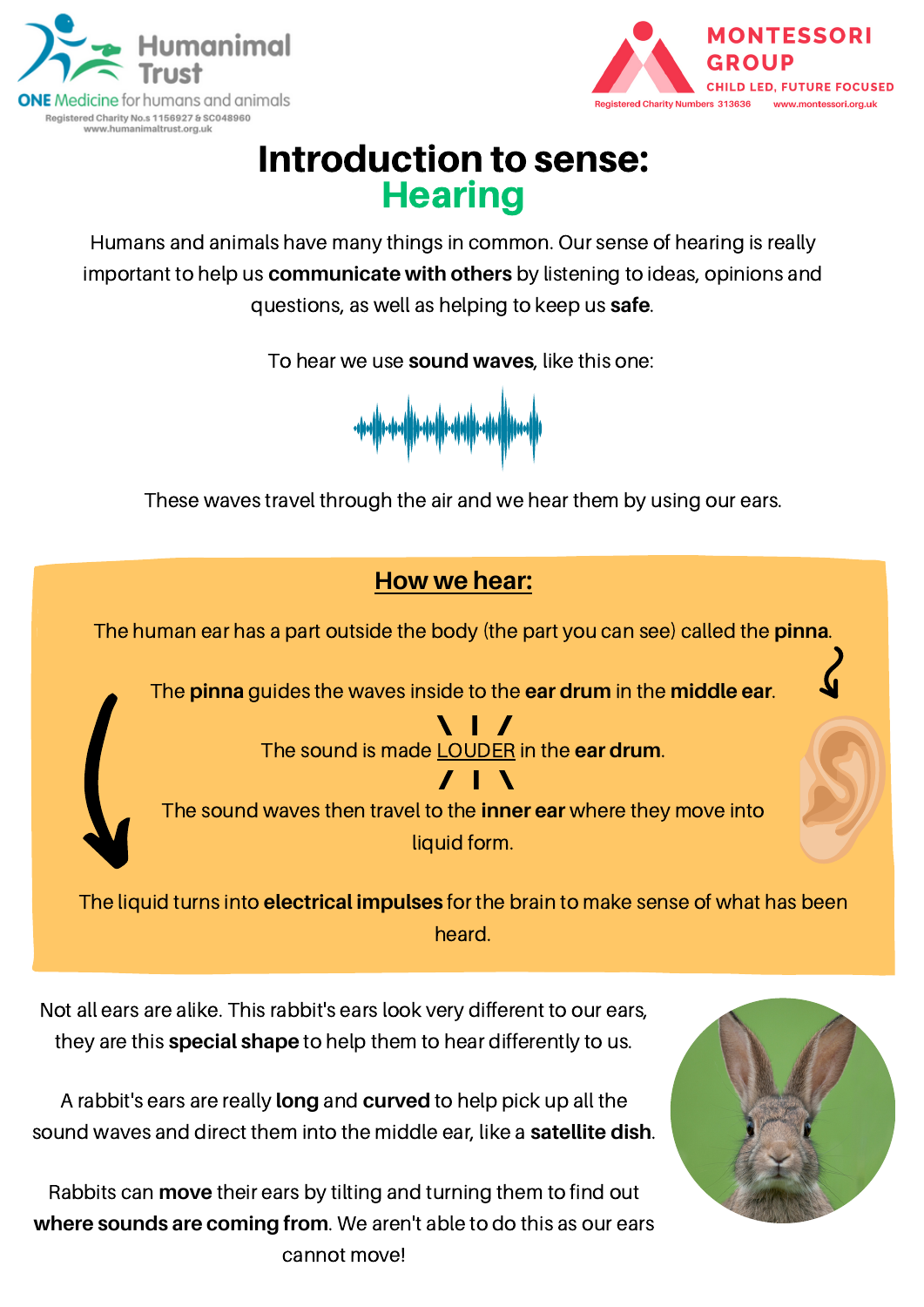Humanimal Trust
ONE Medicine for humans and animals
Registered Charity No.s 1156927 & SC048960
www.humanimaltrust.org.uk

MONTESSORI GROUP
CHILD LED, FUTURE FOCUSED
Registered Charity Numbers 313636 www.montessori.org.uk

# Introduction to sense: Hearing

Humans and animals have many things in common. Our sense of hearing is really important to help us **communicate with others** by listening to ideas, opinions and questions, as well as helping to keep us **safe**.

To hear we use **sound waves**, like this one:

These waves travel through the air and we hear them by using our ears.

## How we hear:

The human ear has a part outside the body (the part you can see) called the **pinna**.

The **pinna** guides the waves inside to the **ear drum** in the **middle ear**.

The sound is made LOUDER in the **ear drum**.

The sound waves then travel to the **inner ear** where they move into liquid form.

The liquid turns into **electrical impulses** for the brain to make sense of what has been heard.

Not all ears are alike. This rabbit's ears look very different to our ears, they are this **special shape** to help them to hear differently to us.

A rabbit's ears are really **long** and **curved** to help pick up all the sound waves and direct them into the middle ear, like a **satellite dish**.

Rabbits can **move** their ears by tilting and turning them to find out **where sounds are coming from**. We aren't able to do this as our ears cannot move!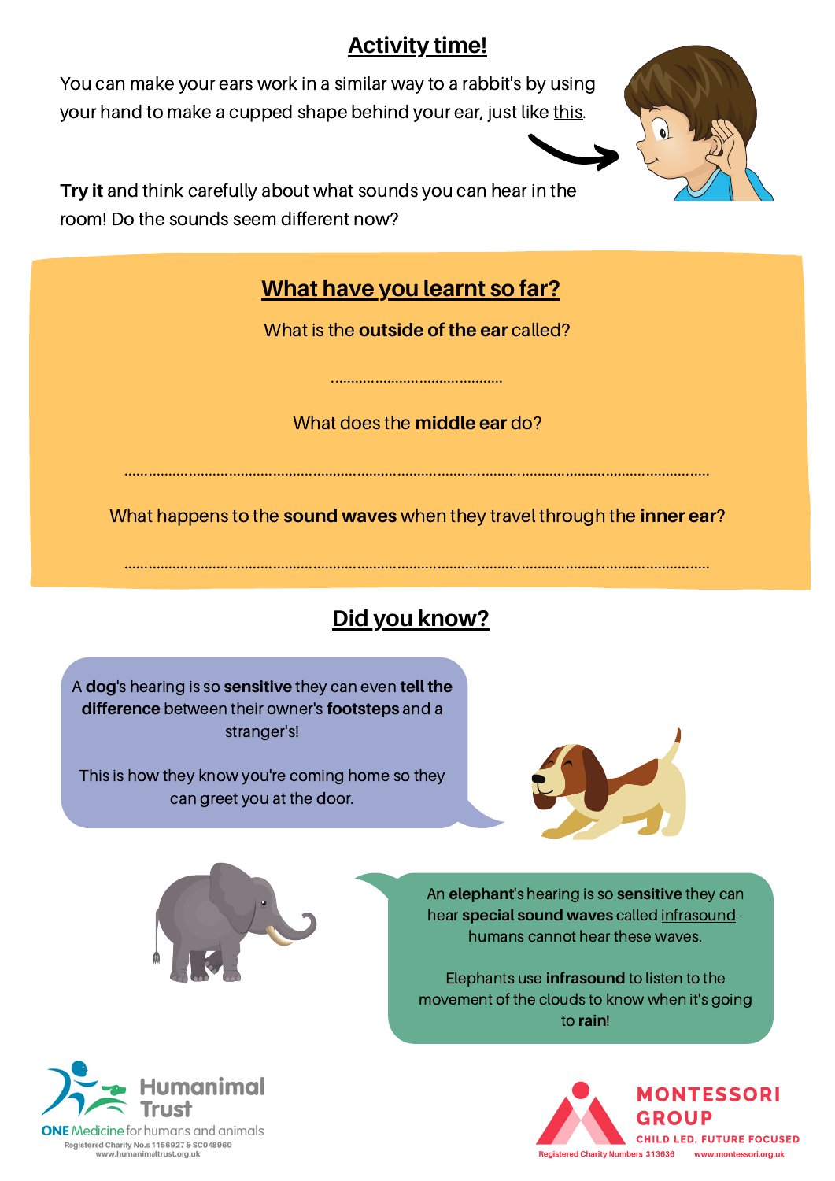## Activity time!

You can make your ears work in a similar way to a rabbit's by using your hand to make a cupped shape behind your ear, just like this.

**Try it** and think carefully about what sounds you can hear in the room! Do the sounds seem different now?

## What have you learnt so far?

What is the **outside of the ear** called?

..........................................

What does the **middle ear** do?

..........................................................................................................................................

What happens to the **sound waves** when they travel through the **inner ear**?

..........................................................................................................................................

## Did you know?

A **dog**'s hearing is so **sensitive** they can even **tell the difference** between their owner's **footsteps** and a stranger's!

This is how they know you're coming home so they can greet you at the door.

An **elephant**'s hearing is so **sensitive** they can hear **special sound waves** called infrasound - humans cannot hear these waves.

Elephants use **infrasound** to listen to the movement of the clouds to know when it's going to **rain**!

Humanimal Trust
ONE Medicine for humans and animals
Registered Charity No.s 1156927 & SC048960
www.humanimaltrust.org.uk

MONTESSORI GROUP
CHILD LED, FUTURE FOCUSED
Registered Charity Numbers 313636 www.montessori.org.uk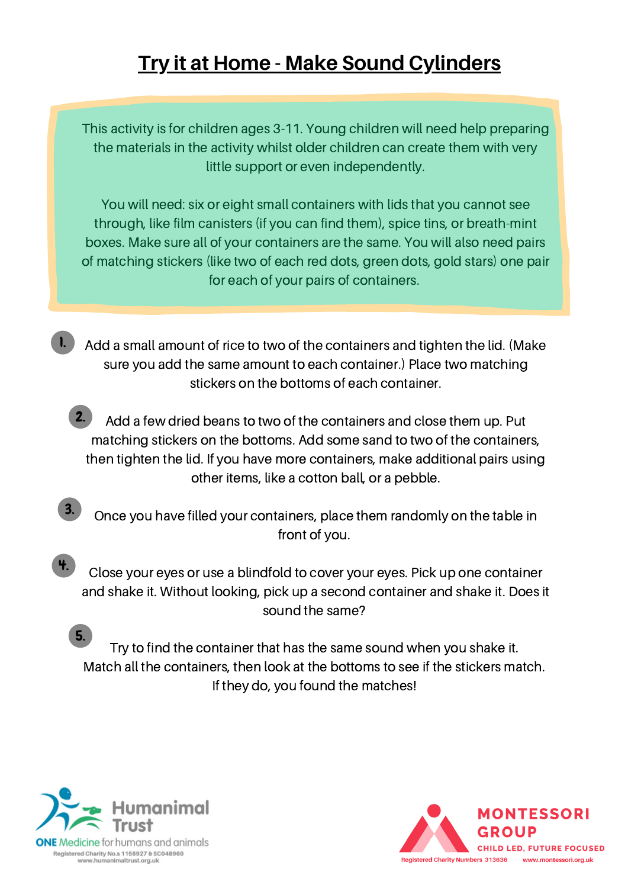# Try it at Home - Make Sound Cylinders

This activity is for children ages 3-11. Young children will need help preparing the materials in the activity whilst older children can create them with very little support or even independently.

You will need: six or eight small containers with lids that you cannot see through, like film canisters (if you can find them), spice tins, or breath-mint boxes. Make sure all of your containers are the same. You will also need pairs of matching stickers (like two of each red dots, green dots, gold stars) one pair for each of your pairs of containers.

1. Add a small amount of rice to two of the containers and tighten the lid. (Make sure you add the same amount to each container.) Place two matching stickers on the bottoms of each container.
2. Add a few dried beans to two of the containers and close them up. Put matching stickers on the bottoms. Add some sand to two of the containers, then tighten the lid. If you have more containers, make additional pairs using other items, like a cotton ball, or a pebble.
3. Once you have filled your containers, place them randomly on the table in front of you.
4. Close your eyes or use a blindfold to cover your eyes. Pick up one container and shake it. Without looking, pick up a second container and shake it. Does it sound the same?
5. Try to find the container that has the same sound when you shake it. Match all the containers, then look at the bottoms to see if the stickers match. If they do, you found the matches!

Humanimal Trust
ONE Medicine for humans and animals
Registered Charity No.s 1156927 & SC048960
www.humanimaltrust.org.uk

MONTESSORI GROUP
CHILD LED, FUTURE FOCUSED
Registered Charity Numbers 313636 www.montessori.org.uk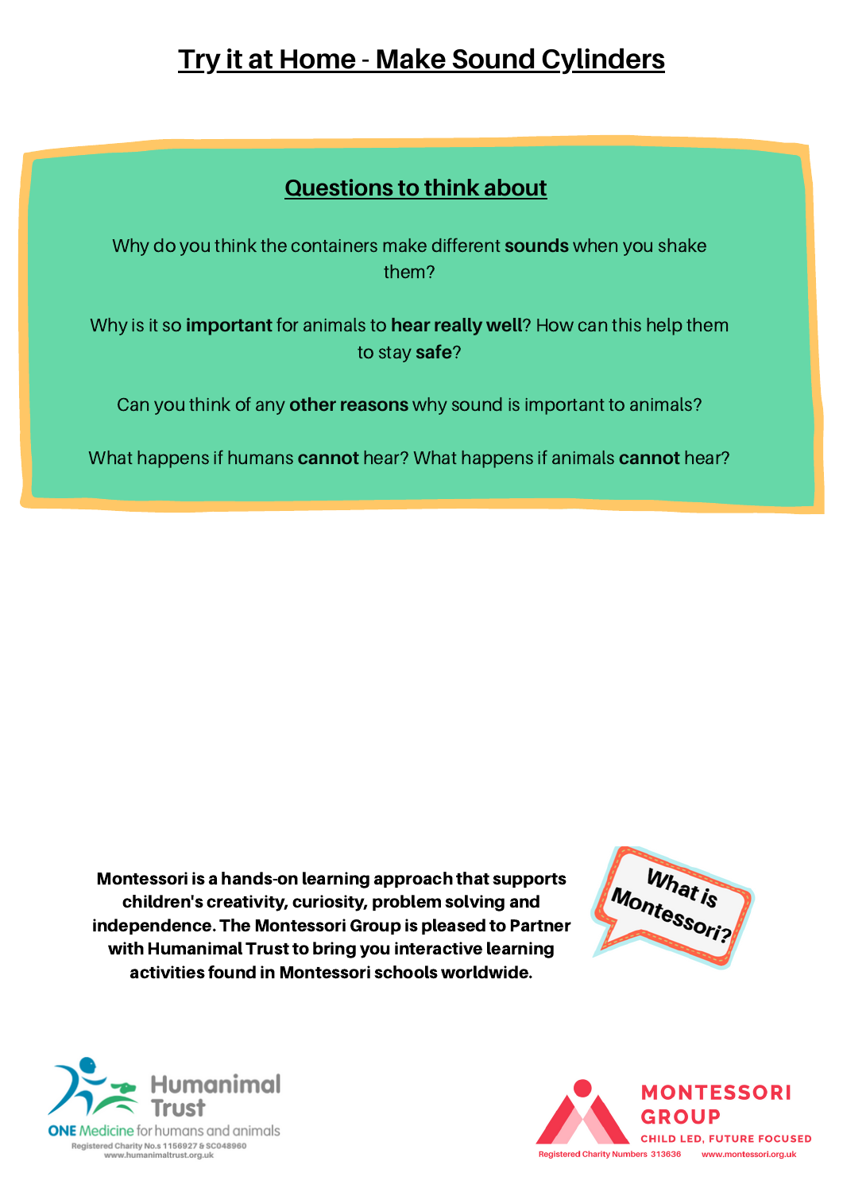# Try it at Home - Make Sound Cylinders

## Questions to think about

Why do you think the containers make different **sounds** when you shake them?

Why is it so **important** for animals to **hear really well**? How can this help them to stay **safe**?

Can you think of any **other reasons** why sound is important to animals?

What happens if humans **cannot** hear? What happens if animals **cannot** hear?

**Montessori is a hands-on learning approach that supports children's creativity, curiosity, problem solving and independence. The Montessori Group is pleased to Partner with Humanimal Trust to bring you interactive learning activities found in Montessori schools worldwide.**

What is Montessori?

Humanimal Trust
ONE Medicine for humans and animals
Registered Charity No.s 1156927 & SC048960
www.humanimaltrust.org.uk

MONTESSORI GROUP
CHILD LED, FUTURE FOCUSED
Registered Charity Numbers 313636 www.montessori.org.uk